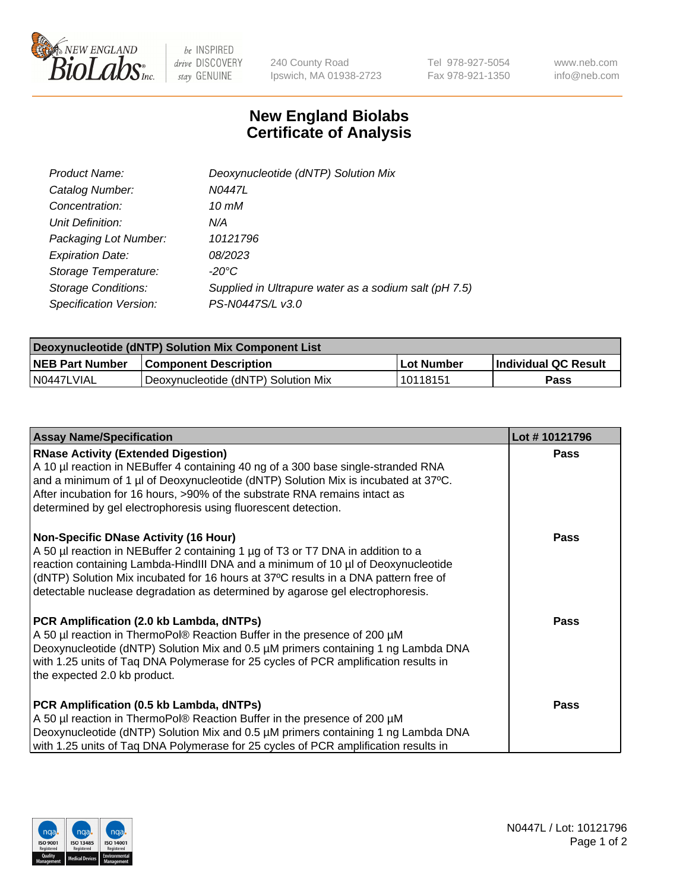# New England Biolabs Certificate of Analysis

| | |
|---|---|
| *Product Name:* | *Deoxynucleotide (dNTP) Solution Mix* |
| *Catalog Number:* | *N0447L* |
| *Concentration:* | *10 mM* |
| *Unit Definition:* | *N/A* |
| *Packaging Lot Number:* | *10121796* |
| *Expiration Date:* | *08/2023* |
| *Storage Temperature:* | *-20°C* |
| *Storage Conditions:* | *Supplied in Ultrapure water as a sodium salt (pH 7.5)* |
| *Specification Version:* | *PS-N0447S/L v3.0* |

| Deoxynucleotide (dNTP) Solution Mix Component List | | | |
|---|---|---|---|
| **NEB Part Number** | **Component Description** | **Lot Number** | **Individual QC Result** |
| N0447LVIAL | Deoxynucleotide (dNTP) Solution Mix | 10118151 | **Pass** |

| Assay Name/Specification | Lot # 10121796 |
|---|---|
| **RNase Activity (Extended Digestion)**<br>A 10 µl reaction in NEBuffer 4 containing 40 ng of a 300 base single-stranded RNA and a minimum of 1 µl of Deoxynucleotide (dNTP) Solution Mix is incubated at 37ºC. After incubation for 16 hours, >90% of the substrate RNA remains intact as determined by gel electrophoresis using fluorescent detection. | **Pass** |
| **Non-Specific DNase Activity (16 Hour)**<br>A 50 µl reaction in NEBuffer 2 containing 1 µg of T3 or T7 DNA in addition to a reaction containing Lambda-HindIII DNA and a minimum of 10 µl of Deoxynucleotide (dNTP) Solution Mix incubated for 16 hours at 37ºC results in a DNA pattern free of detectable nuclease degradation as determined by agarose gel electrophoresis. | **Pass** |
| **PCR Amplification (2.0 kb Lambda, dNTPs)**<br>A 50 µl reaction in ThermoPol® Reaction Buffer in the presence of 200 µM Deoxynucleotide (dNTP) Solution Mix and 0.5 µM primers containing 1 ng Lambda DNA with 1.25 units of Taq DNA Polymerase for 25 cycles of PCR amplification results in the expected 2.0 kb product. | **Pass** |
| **PCR Amplification (0.5 kb Lambda, dNTPs)**<br>A 50 µl reaction in ThermoPol® Reaction Buffer in the presence of 200 µM Deoxynucleotide (dNTP) Solution Mix and 0.5 µM primers containing 1 ng Lambda DNA with 1.25 units of Taq DNA Polymerase for 25 cycles of PCR amplification results in | **Pass** |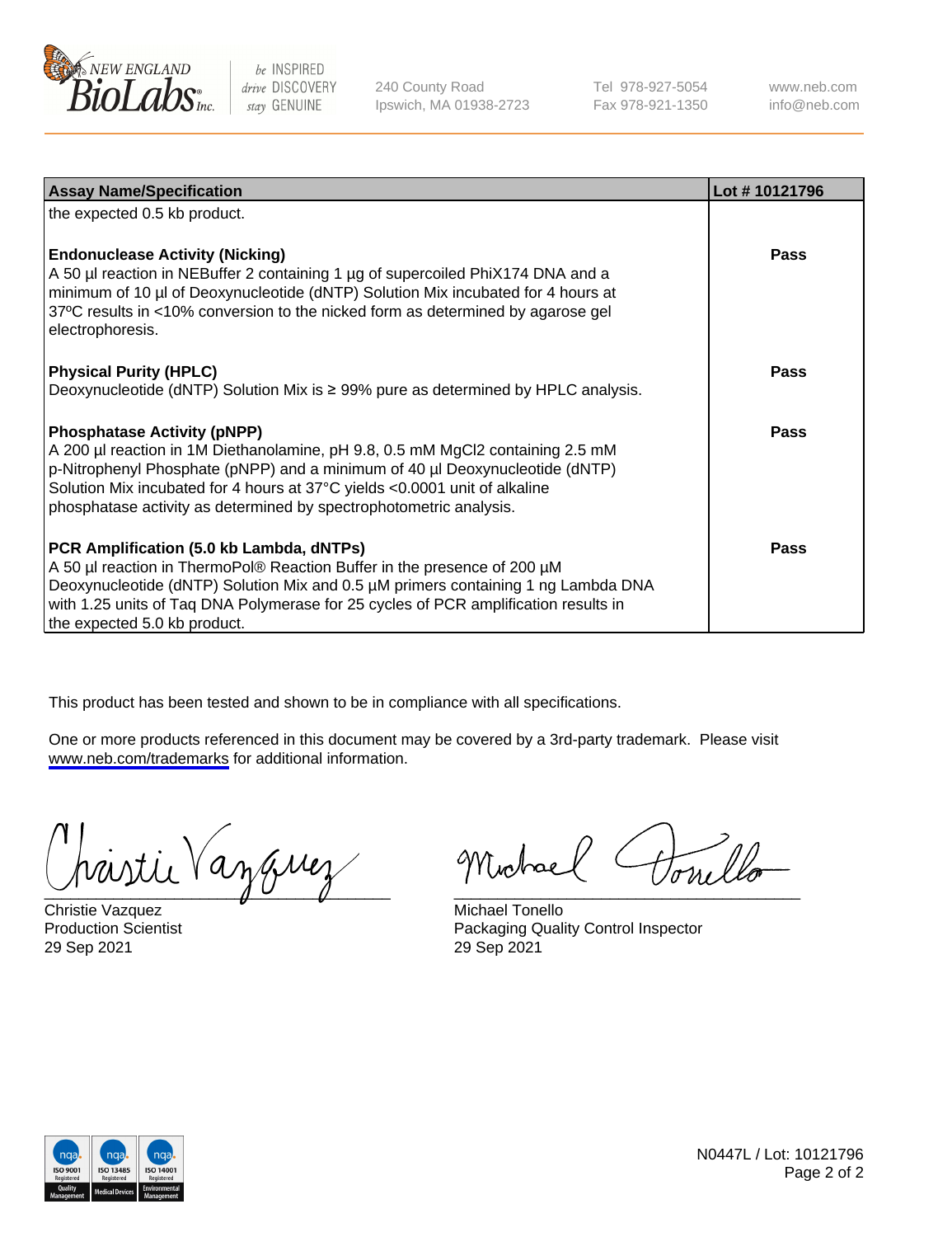| Assay Name/Specification | Lot # 10121796 |
|---|---|
| the expected 0.5 kb product. | |
| **Endonuclease Activity (Nicking)**<br>A 50 µl reaction in NEBuffer 2 containing 1 µg of supercoiled PhiX174 DNA and a minimum of 10 µl of Deoxynucleotide (dNTP) Solution Mix incubated for 4 hours at 37ºC results in <10% conversion to the nicked form as determined by agarose gel electrophoresis. | Pass |
| **Physical Purity (HPLC)**<br>Deoxynucleotide (dNTP) Solution Mix is ≥ 99% pure as determined by HPLC analysis. | Pass |
| **Phosphatase Activity (pNPP)**<br>A 200 µl reaction in 1M Diethanolamine, pH 9.8, 0.5 mM $MgCl_2$ containing 2.5 mM p-Nitrophenyl Phosphate (pNPP) and a minimum of 40 µl Deoxynucleotide (dNTP) Solution Mix incubated for 4 hours at 37°C yields <0.0001 unit of alkaline phosphatase activity as determined by spectrophotometric analysis. | Pass |
| **PCR Amplification (5.0 kb Lambda, dNTPs)**<br>A 50 µl reaction in ThermoPol® Reaction Buffer in the presence of 200 µM Deoxynucleotide (dNTP) Solution Mix and 0.5 µM primers containing 1 ng Lambda DNA with 1.25 units of Taq DNA Polymerase for 25 cycles of PCR amplification results in the expected 5.0 kb product. | Pass |

This product has been tested and shown to be in compliance with all specifications.

One or more products referenced in this document may be covered by a 3rd-party trademark. Please visit www.neb.com/trademarks for additional information.

Christie Vazquez
Production Scientist
29 Sep 2021

Michael Tonello
Packaging Quality Control Inspector
29 Sep 2021

N0447L / Lot: 10121796